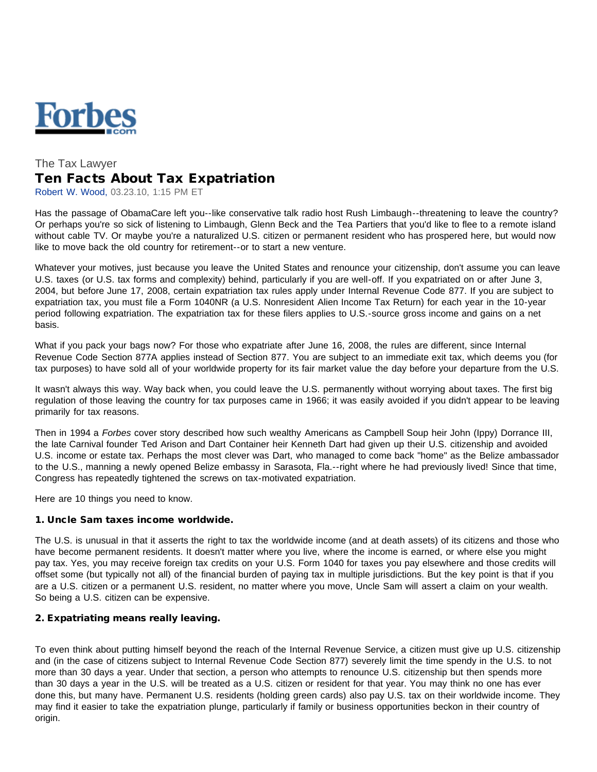Forbes.com

The Tax Lawyer

# Ten Facts About Tax Expatriation

Robert W. Wood, 03.23.10, 1:15 PM ET

Has the passage of ObamaCare left you--like conservative talk radio host Rush Limbaugh--threatening to leave the country? Or perhaps you're so sick of listening to Limbaugh, Glenn Beck and the Tea Partiers that you'd like to flee to a remote island without cable TV. Or maybe you're a naturalized U.S. citizen or permanent resident who has prospered here, but would now like to move back the old country for retirement--or to start a new venture.

Whatever your motives, just because you leave the United States and renounce your citizenship, don't assume you can leave U.S. taxes (or U.S. tax forms and complexity) behind, particularly if you are well-off. If you expatriated on or after June 3, 2004, but before June 17, 2008, certain expatriation tax rules apply under Internal Revenue Code 877. If you are subject to expatriation tax, you must file a Form 1040NR (a U.S. Nonresident Alien Income Tax Return) for each year in the 10-year period following expatriation. The expatriation tax for these filers applies to U.S.-source gross income and gains on a net basis.

What if you pack your bags now? For those who expatriate after June 16, 2008, the rules are different, since Internal Revenue Code Section 877A applies instead of Section 877. You are subject to an immediate exit tax, which deems you (for tax purposes) to have sold all of your worldwide property for its fair market value the day before your departure from the U.S.

It wasn't always this way. Way back when, you could leave the U.S. permanently without worrying about taxes. The first big regulation of those leaving the country for tax purposes came in 1966; it was easily avoided if you didn't appear to be leaving primarily for tax reasons.

Then in 1994 a *Forbes* cover story described how such wealthy Americans as Campbell Soup heir John (Ippy) Dorrance III, the late Carnival founder Ted Arison and Dart Container heir Kenneth Dart had given up their U.S. citizenship and avoided U.S. income or estate tax. Perhaps the most clever was Dart, who managed to come back "home" as the Belize ambassador to the U.S., manning a newly opened Belize embassy in Sarasota, Fla.--right where he had previously lived! Since that time, Congress has repeatedly tightened the screws on tax-motivated expatriation.

Here are 10 things you need to know.

### 1. Uncle Sam taxes income worldwide.

The U.S. is unusual in that it asserts the right to tax the worldwide income (and at death assets) of its citizens and those who have become permanent residents. It doesn't matter where you live, where the income is earned, or where else you might pay tax. Yes, you may receive foreign tax credits on your U.S. Form 1040 for taxes you pay elsewhere and those credits will offset some (but typically not all) of the financial burden of paying tax in multiple jurisdictions. But the key point is that if you are a U.S. citizen or a permanent U.S. resident, no matter where you move, Uncle Sam will assert a claim on your wealth. So being a U.S. citizen can be expensive.

### 2. Expatriating means really leaving.

To even think about putting himself beyond the reach of the Internal Revenue Service, a citizen must give up U.S. citizenship and (in the case of citizens subject to Internal Revenue Code Section 877) severely limit the time spendy in the U.S. to not more than 30 days a year. Under that section, a person who attempts to renounce U.S. citizenship but then spends more than 30 days a year in the U.S. will be treated as a U.S. citizen or resident for that year. You may think no one has ever done this, but many have. Permanent U.S. residents (holding green cards) also pay U.S. tax on their worldwide income. They may find it easier to take the expatriation plunge, particularly if family or business opportunities beckon in their country of origin.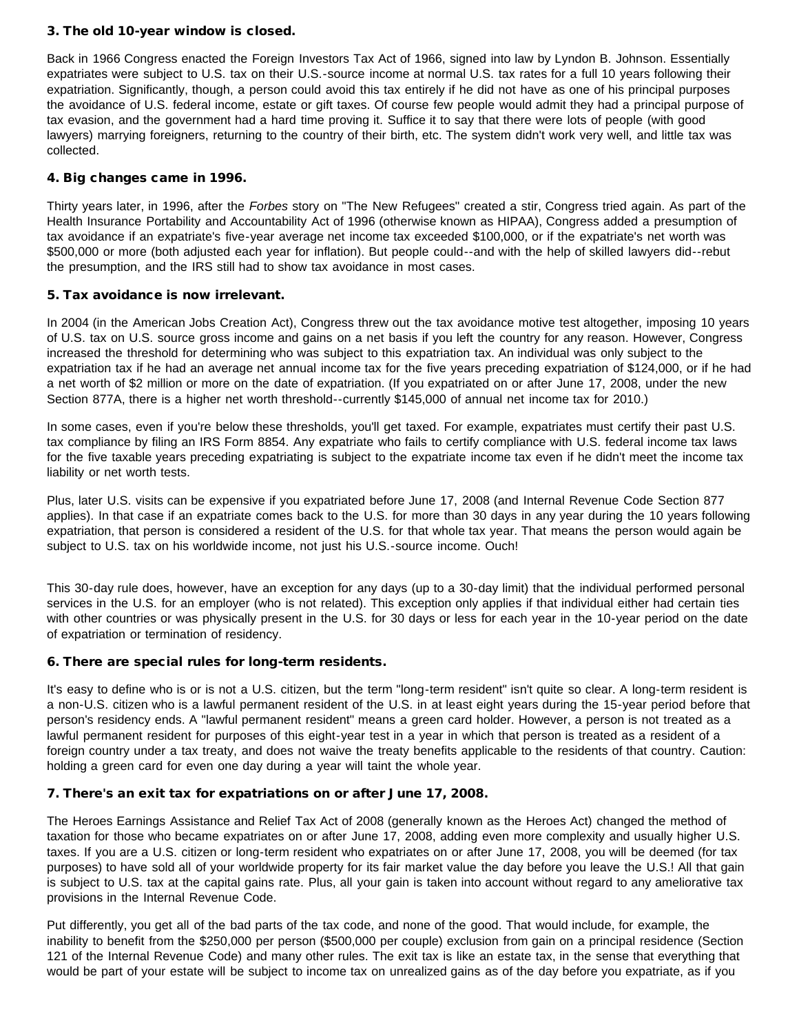### 3. The old 10-year window is closed.

Back in 1966 Congress enacted the Foreign Investors Tax Act of 1966, signed into law by Lyndon B. Johnson. Essentially expatriates were subject to U.S. tax on their U.S.-source income at normal U.S. tax rates for a full 10 years following their expatriation. Significantly, though, a person could avoid this tax entirely if he did not have as one of his principal purposes the avoidance of U.S. federal income, estate or gift taxes. Of course few people would admit they had a principal purpose of tax evasion, and the government had a hard time proving it. Suffice it to say that there were lots of people (with good lawyers) marrying foreigners, returning to the country of their birth, etc. The system didn't work very well, and little tax was collected.

### 4. Big changes came in 1996.

Thirty years later, in 1996, after the *Forbes* story on "The New Refugees" created a stir, Congress tried again. As part of the Health Insurance Portability and Accountability Act of 1996 (otherwise known as HIPAA), Congress added a presumption of tax avoidance if an expatriate's five-year average net income tax exceeded $100,000, or if the expatriate's net worth was $500,000 or more (both adjusted each year for inflation). But people could--and with the help of skilled lawyers did--rebut the presumption, and the IRS still had to show tax avoidance in most cases.

### 5. Tax avoidance is now irrelevant.

In 2004 (in the American Jobs Creation Act), Congress threw out the tax avoidance motive test altogether, imposing 10 years of U.S. tax on U.S. source gross income and gains on a net basis if you left the country for any reason. However, Congress increased the threshold for determining who was subject to this expatriation tax. An individual was only subject to the expatriation tax if he had an average net annual income tax for the five years preceding expatriation of $124,000, or if he had a net worth of $2 million or more on the date of expatriation. (If you expatriated on or after June 17, 2008, under the new Section 877A, there is a higher net worth threshold--currently $145,000 of annual net income tax for 2010.)

In some cases, even if you're below these thresholds, you'll get taxed. For example, expatriates must certify their past U.S. tax compliance by filing an IRS Form 8854. Any expatriate who fails to certify compliance with U.S. federal income tax laws for the five taxable years preceding expatriating is subject to the expatriate income tax even if he didn't meet the income tax liability or net worth tests.

Plus, later U.S. visits can be expensive if you expatriated before June 17, 2008 (and Internal Revenue Code Section 877 applies). In that case if an expatriate comes back to the U.S. for more than 30 days in any year during the 10 years following expatriation, that person is considered a resident of the U.S. for that whole tax year. That means the person would again be subject to U.S. tax on his worldwide income, not just his U.S.-source income. Ouch!

This 30-day rule does, however, have an exception for any days (up to a 30-day limit) that the individual performed personal services in the U.S. for an employer (who is not related). This exception only applies if that individual either had certain ties with other countries or was physically present in the U.S. for 30 days or less for each year in the 10-year period on the date of expatriation or termination of residency.

### 6. There are special rules for long-term residents.

It's easy to define who is or is not a U.S. citizen, but the term "long-term resident" isn't quite so clear. A long-term resident is a non-U.S. citizen who is a lawful permanent resident of the U.S. in at least eight years during the 15-year period before that person's residency ends. A "lawful permanent resident" means a green card holder. However, a person is not treated as a lawful permanent resident for purposes of this eight-year test in a year in which that person is treated as a resident of a foreign country under a tax treaty, and does not waive the treaty benefits applicable to the residents of that country. Caution: holding a green card for even one day during a year will taint the whole year.

### 7. There's an exit tax for expatriations on or after June 17, 2008.

The Heroes Earnings Assistance and Relief Tax Act of 2008 (generally known as the Heroes Act) changed the method of taxation for those who became expatriates on or after June 17, 2008, adding even more complexity and usually higher U.S. taxes. If you are a U.S. citizen or long-term resident who expatriates on or after June 17, 2008, you will be deemed (for tax purposes) to have sold all of your worldwide property for its fair market value the day before you leave the U.S.! All that gain is subject to U.S. tax at the capital gains rate. Plus, all your gain is taken into account without regard to any ameliorative tax provisions in the Internal Revenue Code.

Put differently, you get all of the bad parts of the tax code, and none of the good. That would include, for example, the inability to benefit from the $250,000 per person ($500,000 per couple) exclusion from gain on a principal residence (Section 121 of the Internal Revenue Code) and many other rules. The exit tax is like an estate tax, in the sense that everything that would be part of your estate will be subject to income tax on unrealized gains as of the day before you expatriate, as if you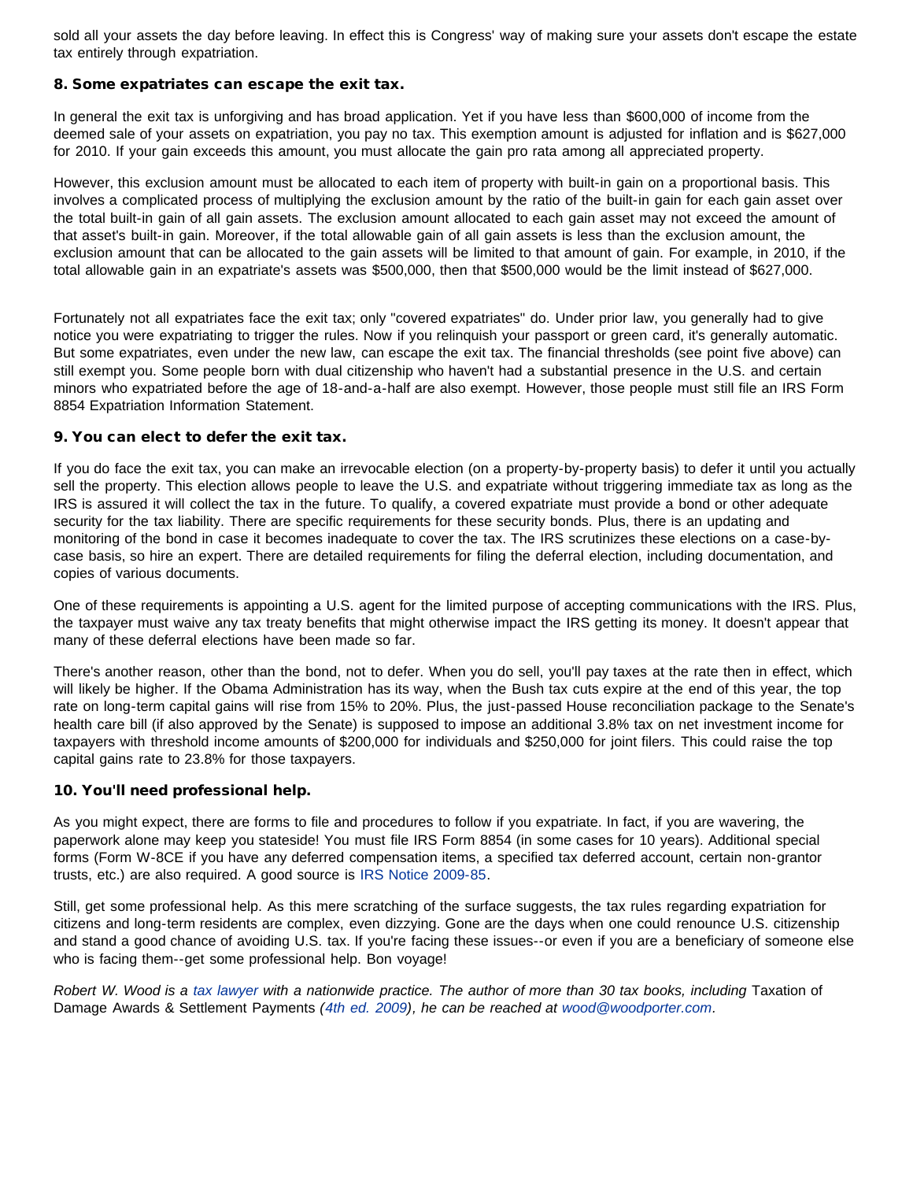sold all your assets the day before leaving. In effect this is Congress' way of making sure your assets don't escape the estate tax entirely through expatriation.

### 8. Some expatriates can escape the exit tax.

In general the exit tax is unforgiving and has broad application. Yet if you have less than $600,000 of income from the deemed sale of your assets on expatriation, you pay no tax. This exemption amount is adjusted for inflation and is $627,000 for 2010. If your gain exceeds this amount, you must allocate the gain pro rata among all appreciated property.

However, this exclusion amount must be allocated to each item of property with built-in gain on a proportional basis. This involves a complicated process of multiplying the exclusion amount by the ratio of the built-in gain for each gain asset over the total built-in gain of all gain assets. The exclusion amount allocated to each gain asset may not exceed the amount of that asset's built-in gain. Moreover, if the total allowable gain of all gain assets is less than the exclusion amount, the exclusion amount that can be allocated to the gain assets will be limited to that amount of gain. For example, in 2010, if the total allowable gain in an expatriate's assets was $500,000, then that $500,000 would be the limit instead of $627,000.

Fortunately not all expatriates face the exit tax; only "covered expatriates" do. Under prior law, you generally had to give notice you were expatriating to trigger the rules. Now if you relinquish your passport or green card, it's generally automatic. But some expatriates, even under the new law, can escape the exit tax. The financial thresholds (see point five above) can still exempt you. Some people born with dual citizenship who haven't had a substantial presence in the U.S. and certain minors who expatriated before the age of 18-and-a-half are also exempt. However, those people must still file an IRS Form 8854 Expatriation Information Statement.

### 9. You can elect to defer the exit tax.

If you do face the exit tax, you can make an irrevocable election (on a property-by-property basis) to defer it until you actually sell the property. This election allows people to leave the U.S. and expatriate without triggering immediate tax as long as the IRS is assured it will collect the tax in the future. To qualify, a covered expatriate must provide a bond or other adequate security for the tax liability. There are specific requirements for these security bonds. Plus, there is an updating and monitoring of the bond in case it becomes inadequate to cover the tax. The IRS scrutinizes these elections on a case-by-case basis, so hire an expert. There are detailed requirements for filing the deferral election, including documentation, and copies of various documents.

One of these requirements is appointing a U.S. agent for the limited purpose of accepting communications with the IRS. Plus, the taxpayer must waive any tax treaty benefits that might otherwise impact the IRS getting its money. It doesn't appear that many of these deferral elections have been made so far.

There's another reason, other than the bond, not to defer. When you do sell, you'll pay taxes at the rate then in effect, which will likely be higher. If the Obama Administration has its way, when the Bush tax cuts expire at the end of this year, the top rate on long-term capital gains will rise from 15% to 20%. Plus, the just-passed House reconciliation package to the Senate's health care bill (if also approved by the Senate) is supposed to impose an additional 3.8% tax on net investment income for taxpayers with threshold income amounts of $200,000 for individuals and $250,000 for joint filers. This could raise the top capital gains rate to 23.8% for those taxpayers.

### 10. You'll need professional help.

As you might expect, there are forms to file and procedures to follow if you expatriate. In fact, if you are wavering, the paperwork alone may keep you stateside! You must file IRS Form 8854 (in some cases for 10 years). Additional special forms (Form W-8CE if you have any deferred compensation items, a specified tax deferred account, certain non-grantor trusts, etc.) are also required. A good source is IRS Notice 2009-85.

Still, get some professional help. As this mere scratching of the surface suggests, the tax rules regarding expatriation for citizens and long-term residents are complex, even dizzying. Gone are the days when one could renounce U.S. citizenship and stand a good chance of avoiding U.S. tax. If you're facing these issues--or even if you are a beneficiary of someone else who is facing them--get some professional help. Bon voyage!

*Robert W. Wood is a tax lawyer with a nationwide practice. The author of more than 30 tax books, including* Taxation of Damage Awards & Settlement Payments *(4th ed. 2009), he can be reached at wood@woodporter.com.*